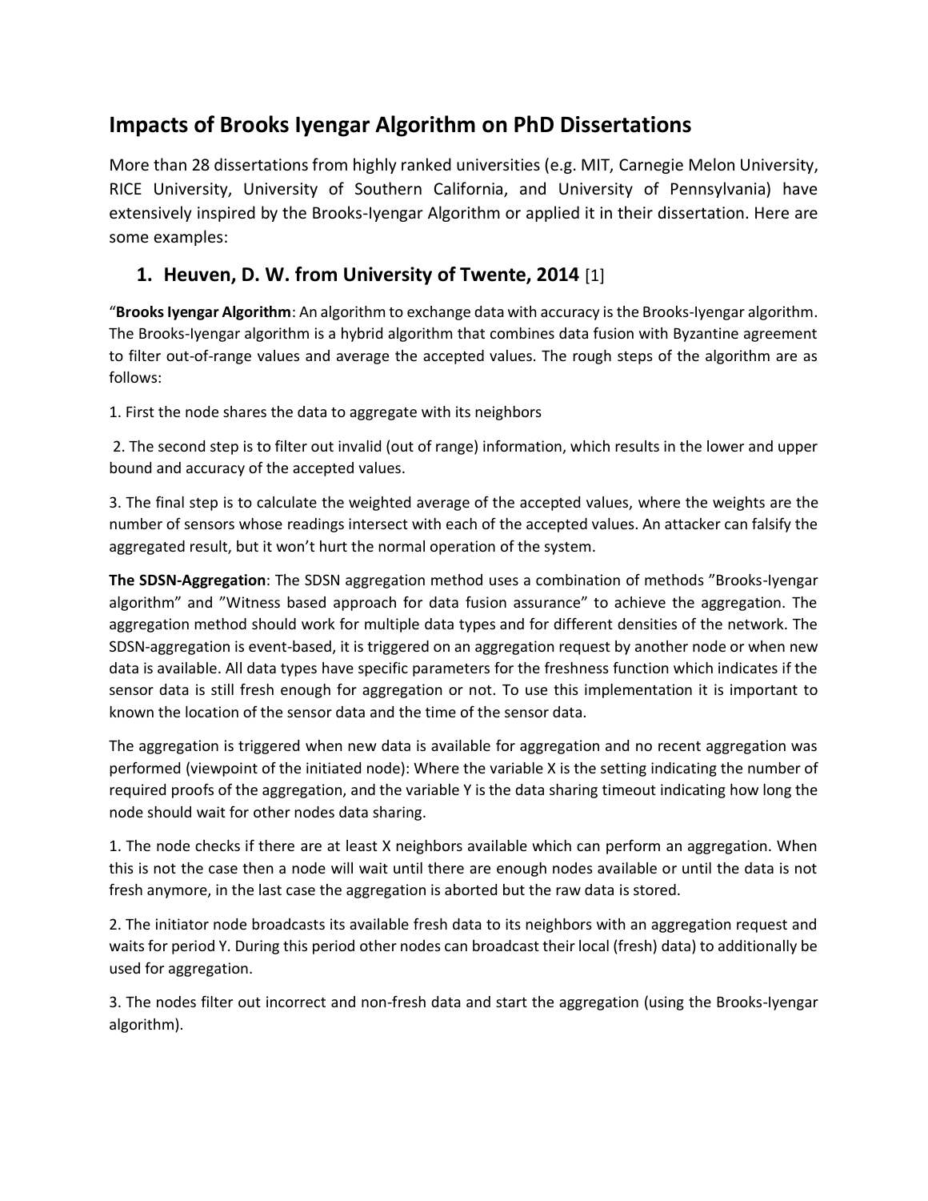# Impacts of Brooks Iyengar Algorithm on PhD Dissertations

More than 28 dissertations from highly ranked universities (e.g. MIT, Carnegie Melon University, RICE University, University of Southern California, and University of Pennsylvania) have extensively inspired by the Brooks-Iyengar Algorithm or applied it in their dissertation. Here are some examples:

## 1. Heuven, D. W. from University of Twente, 2014 [1]

"**Brooks Iyengar Algorithm**: An algorithm to exchange data with accuracy is the Brooks-Iyengar algorithm. The Brooks-Iyengar algorithm is a hybrid algorithm that combines data fusion with Byzantine agreement to filter out-of-range values and average the accepted values. The rough steps of the algorithm are as follows:

1. First the node shares the data to aggregate with its neighbors

2. The second step is to filter out invalid (out of range) information, which results in the lower and upper bound and accuracy of the accepted values.

3. The final step is to calculate the weighted average of the accepted values, where the weights are the number of sensors whose readings intersect with each of the accepted values. An attacker can falsify the aggregated result, but it won't hurt the normal operation of the system.

**The SDSN-Aggregation**: The SDSN aggregation method uses a combination of methods "Brooks-Iyengar algorithm" and "Witness based approach for data fusion assurance" to achieve the aggregation. The aggregation method should work for multiple data types and for different densities of the network. The SDSN-aggregation is event-based, it is triggered on an aggregation request by another node or when new data is available. All data types have specific parameters for the freshness function which indicates if the sensor data is still fresh enough for aggregation or not. To use this implementation it is important to known the location of the sensor data and the time of the sensor data.

The aggregation is triggered when new data is available for aggregation and no recent aggregation was performed (viewpoint of the initiated node): Where the variable X is the setting indicating the number of required proofs of the aggregation, and the variable Y is the data sharing timeout indicating how long the node should wait for other nodes data sharing.

1. The node checks if there are at least X neighbors available which can perform an aggregation. When this is not the case then a node will wait until there are enough nodes available or until the data is not fresh anymore, in the last case the aggregation is aborted but the raw data is stored.

2. The initiator node broadcasts its available fresh data to its neighbors with an aggregation request and waits for period Y. During this period other nodes can broadcast their local (fresh) data) to additionally be used for aggregation.

3. The nodes filter out incorrect and non-fresh data and start the aggregation (using the Brooks-Iyengar algorithm).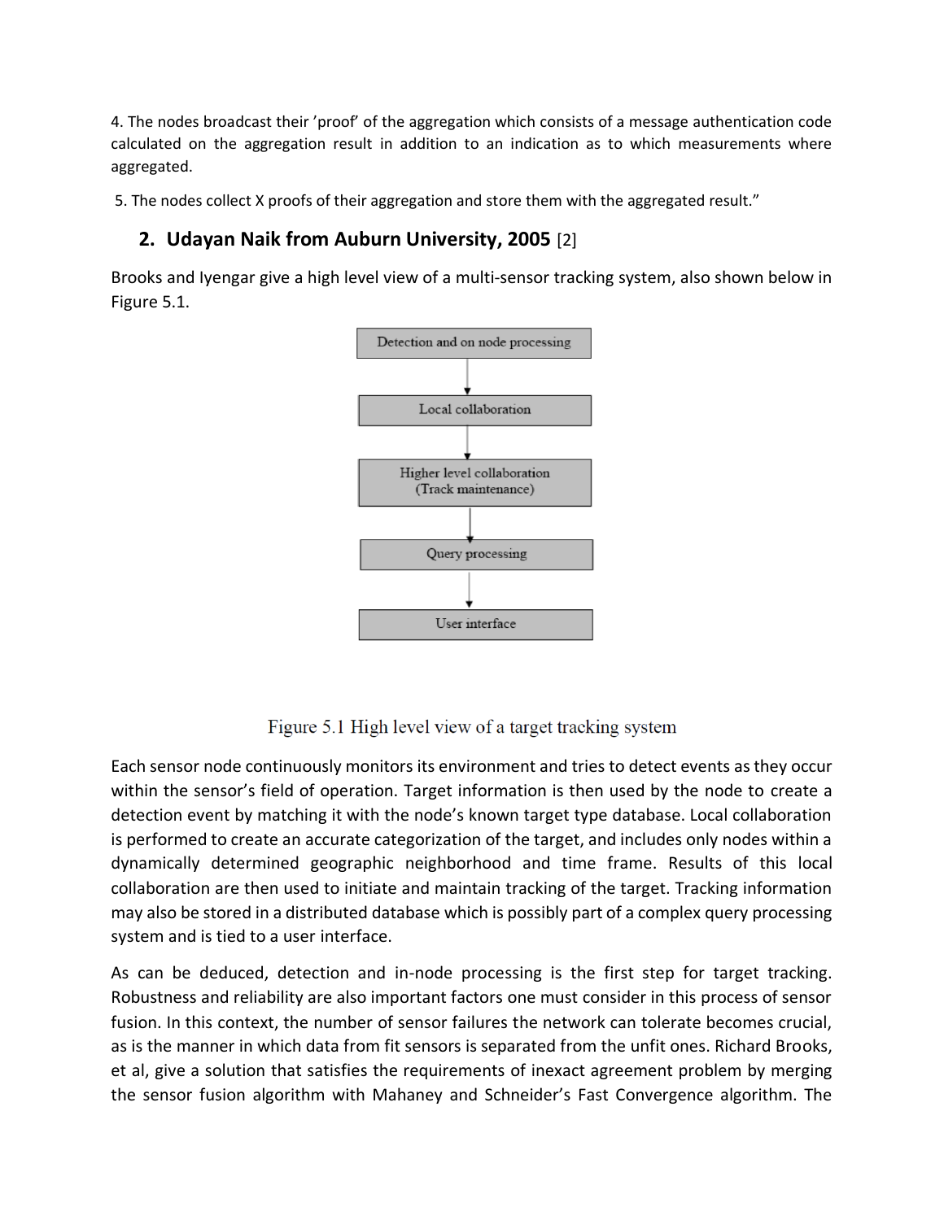4. The nodes broadcast their 'proof' of the aggregation which consists of a message authentication code calculated on the aggregation result in addition to an indication as to which measurements where aggregated.

5. The nodes collect X proofs of their aggregation and store them with the aggregated result."

## 2. Udayan Naik from Auburn University, 2005 [2]

Brooks and Iyengar give a high level view of a multi-sensor tracking system, also shown below in Figure 5.1.

Figure 5.1 High level view of a target tracking system

Each sensor node continuously monitors its environment and tries to detect events as they occur within the sensor's field of operation. Target information is then used by the node to create a detection event by matching it with the node's known target type database. Local collaboration is performed to create an accurate categorization of the target, and includes only nodes within a dynamically determined geographic neighborhood and time frame. Results of this local collaboration are then used to initiate and maintain tracking of the target. Tracking information may also be stored in a distributed database which is possibly part of a complex query processing system and is tied to a user interface.

As can be deduced, detection and in-node processing is the first step for target tracking. Robustness and reliability are also important factors one must consider in this process of sensor fusion. In this context, the number of sensor failures the network can tolerate becomes crucial, as is the manner in which data from fit sensors is separated from the unfit ones. Richard Brooks, et al, give a solution that satisfies the requirements of inexact agreement problem by merging the sensor fusion algorithm with Mahaney and Schneider's Fast Convergence algorithm. The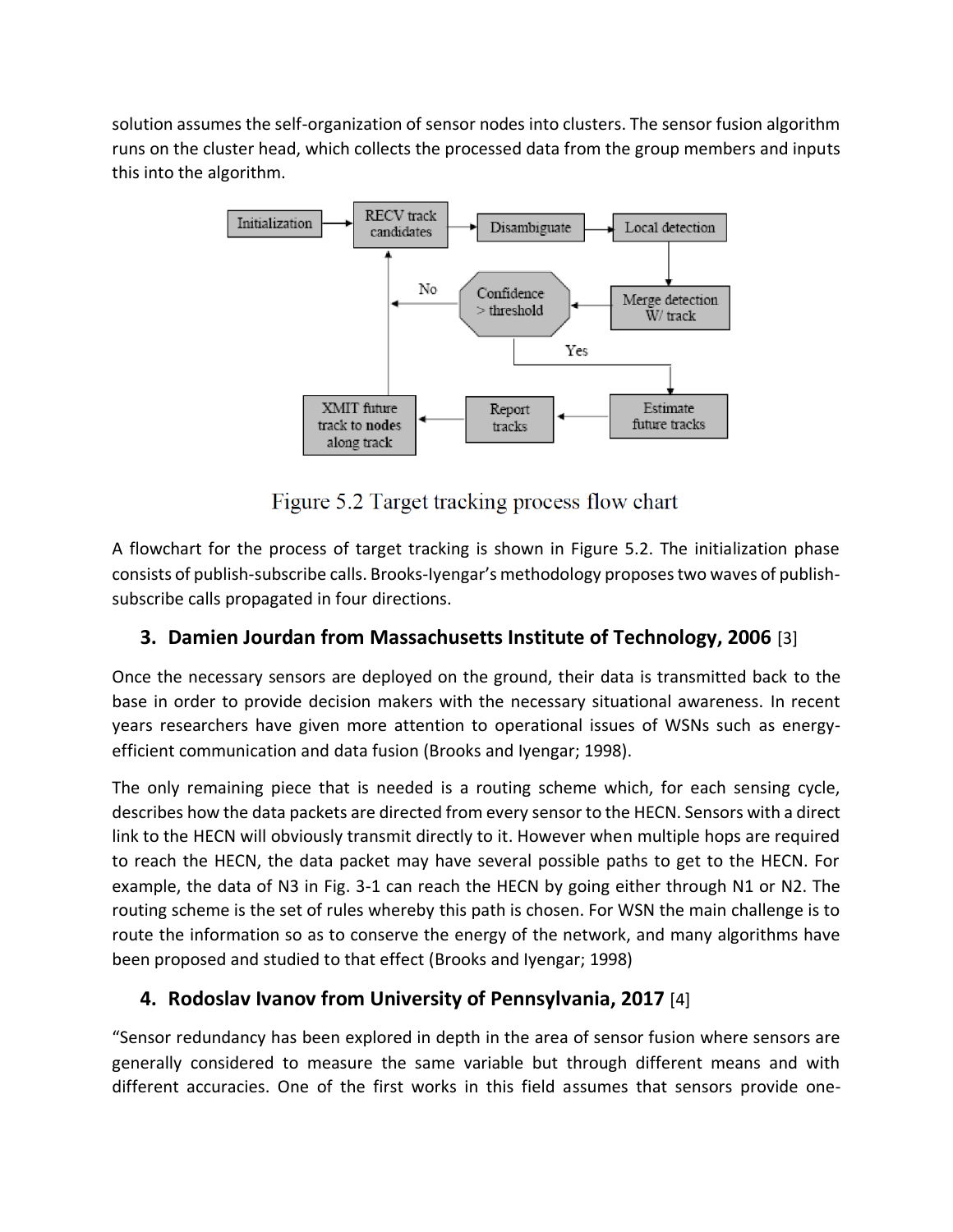solution assumes the self-organization of sensor nodes into clusters. The sensor fusion algorithm runs on the cluster head, which collects the processed data from the group members and inputs this into the algorithm.

Figure 5.2 Target tracking process flow chart

A flowchart for the process of target tracking is shown in Figure 5.2. The initialization phase consists of publish-subscribe calls. Brooks-Iyengar's methodology proposes two waves of publish-subscribe calls propagated in four directions.

### 3. Damien Jourdan from Massachusetts Institute of Technology, 2006 [3]

Once the necessary sensors are deployed on the ground, their data is transmitted back to the base in order to provide decision makers with the necessary situational awareness. In recent years researchers have given more attention to operational issues of WSNs such as energy-efficient communication and data fusion (Brooks and Iyengar; 1998).

The only remaining piece that is needed is a routing scheme which, for each sensing cycle, describes how the data packets are directed from every sensor to the HECN. Sensors with a direct link to the HECN will obviously transmit directly to it. However when multiple hops are required to reach the HECN, the data packet may have several possible paths to get to the HECN. For example, the data of N3 in Fig. 3-1 can reach the HECN by going either through N1 or N2. The routing scheme is the set of rules whereby this path is chosen. For WSN the main challenge is to route the information so as to conserve the energy of the network, and many algorithms have been proposed and studied to that effect (Brooks and Iyengar; 1998)

### 4. Rodoslav Ivanov from University of Pennsylvania, 2017 [4]

"Sensor redundancy has been explored in depth in the area of sensor fusion where sensors are generally considered to measure the same variable but through different means and with different accuracies. One of the first works in this field assumes that sensors provide one-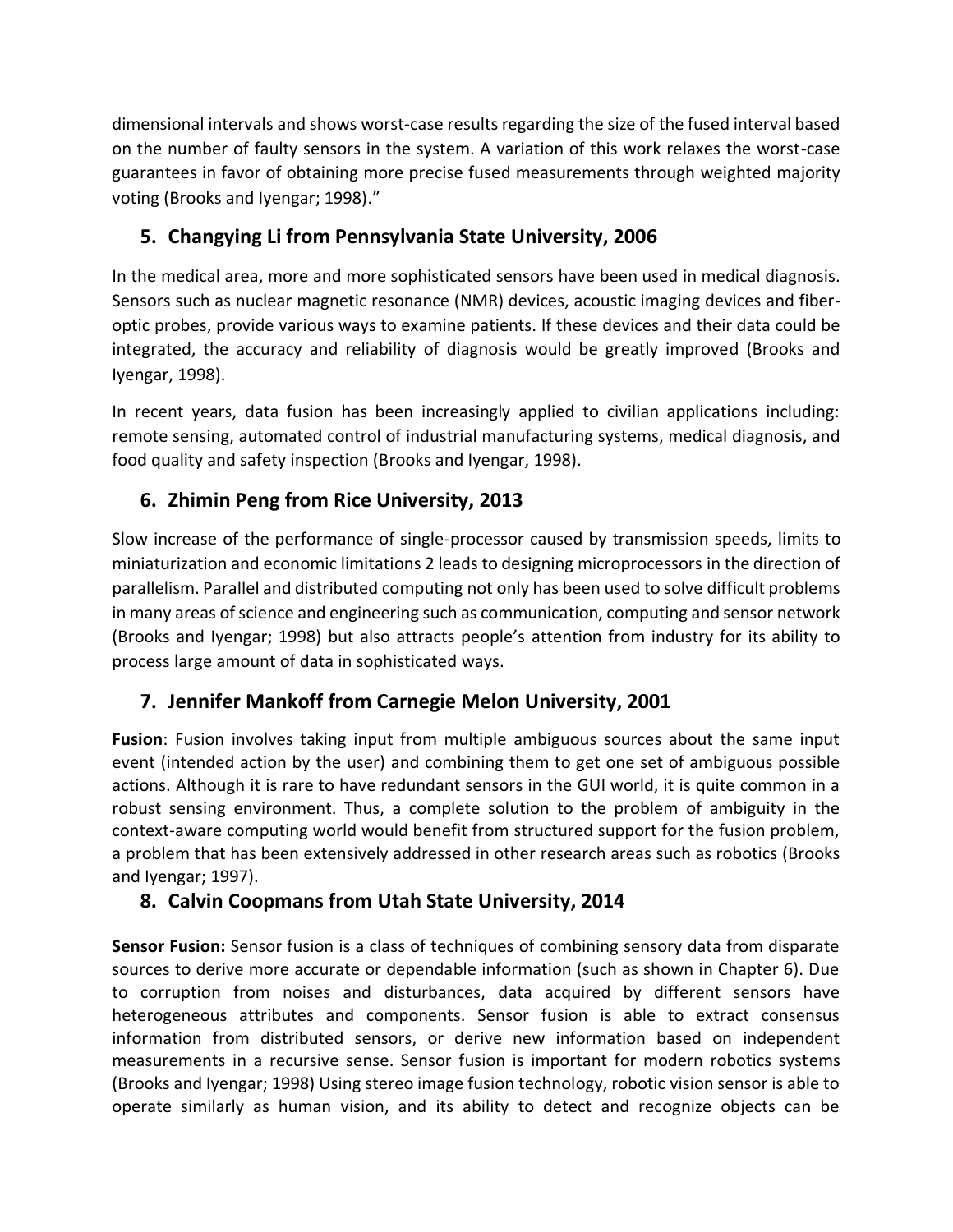dimensional intervals and shows worst-case results regarding the size of the fused interval based on the number of faulty sensors in the system. A variation of this work relaxes the worst-case guarantees in favor of obtaining more precise fused measurements through weighted majority voting (Brooks and Iyengar; 1998)."

## 5. Changying Li from Pennsylvania State University, 2006

In the medical area, more and more sophisticated sensors have been used in medical diagnosis. Sensors such as nuclear magnetic resonance (NMR) devices, acoustic imaging devices and fiber-optic probes, provide various ways to examine patients. If these devices and their data could be integrated, the accuracy and reliability of diagnosis would be greatly improved (Brooks and Iyengar, 1998).

In recent years, data fusion has been increasingly applied to civilian applications including: remote sensing, automated control of industrial manufacturing systems, medical diagnosis, and food quality and safety inspection (Brooks and Iyengar, 1998).

## 6. Zhimin Peng from Rice University, 2013

Slow increase of the performance of single-processor caused by transmission speeds, limits to miniaturization and economic limitations 2 leads to designing microprocessors in the direction of parallelism. Parallel and distributed computing not only has been used to solve difficult problems in many areas of science and engineering such as communication, computing and sensor network (Brooks and Iyengar; 1998) but also attracts people's attention from industry for its ability to process large amount of data in sophisticated ways.

## 7. Jennifer Mankoff from Carnegie Melon University, 2001

**Fusion**: Fusion involves taking input from multiple ambiguous sources about the same input event (intended action by the user) and combining them to get one set of ambiguous possible actions. Although it is rare to have redundant sensors in the GUI world, it is quite common in a robust sensing environment. Thus, a complete solution to the problem of ambiguity in the context-aware computing world would benefit from structured support for the fusion problem, a problem that has been extensively addressed in other research areas such as robotics (Brooks and Iyengar; 1997).

## 8. Calvin Coopmans from Utah State University, 2014

**Sensor Fusion:** Sensor fusion is a class of techniques of combining sensory data from disparate sources to derive more accurate or dependable information (such as shown in Chapter 6). Due to corruption from noises and disturbances, data acquired by different sensors have heterogeneous attributes and components. Sensor fusion is able to extract consensus information from distributed sensors, or derive new information based on independent measurements in a recursive sense. Sensor fusion is important for modern robotics systems (Brooks and Iyengar; 1998) Using stereo image fusion technology, robotic vision sensor is able to operate similarly as human vision, and its ability to detect and recognize objects can be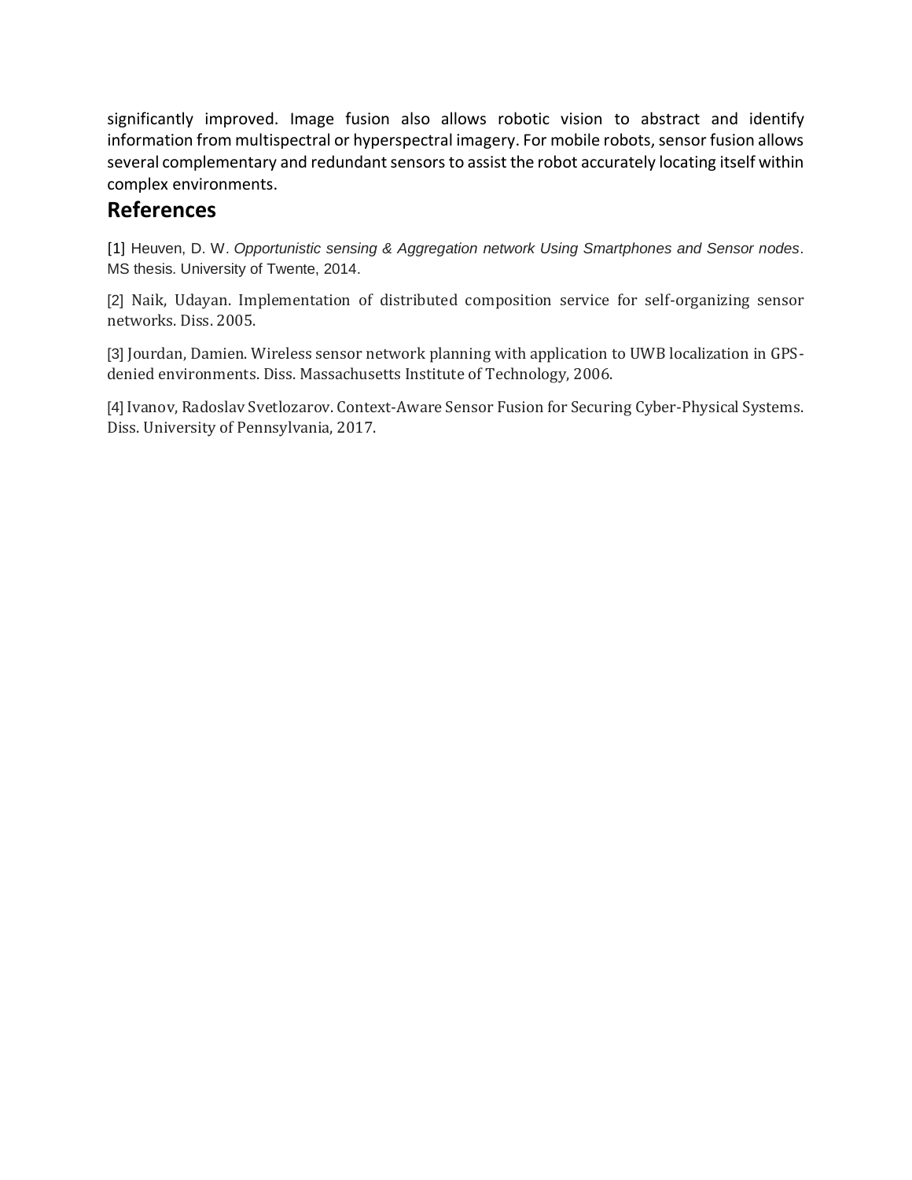significantly improved. Image fusion also allows robotic vision to abstract and identify information from multispectral or hyperspectral imagery. For mobile robots, sensor fusion allows several complementary and redundant sensors to assist the robot accurately locating itself within complex environments.

## References

[1] Heuven, D. W. *Opportunistic sensing & Aggregation network Using Smartphones and Sensor nodes*. MS thesis. University of Twente, 2014.

[2] Naik, Udayan. Implementation of distributed composition service for self-organizing sensor networks. Diss. 2005.

[3] Jourdan, Damien. Wireless sensor network planning with application to UWB localization in GPS-denied environments. Diss. Massachusetts Institute of Technology, 2006.

[4] Ivanov, Radoslav Svetlozarov. Context-Aware Sensor Fusion for Securing Cyber-Physical Systems. Diss. University of Pennsylvania, 2017.